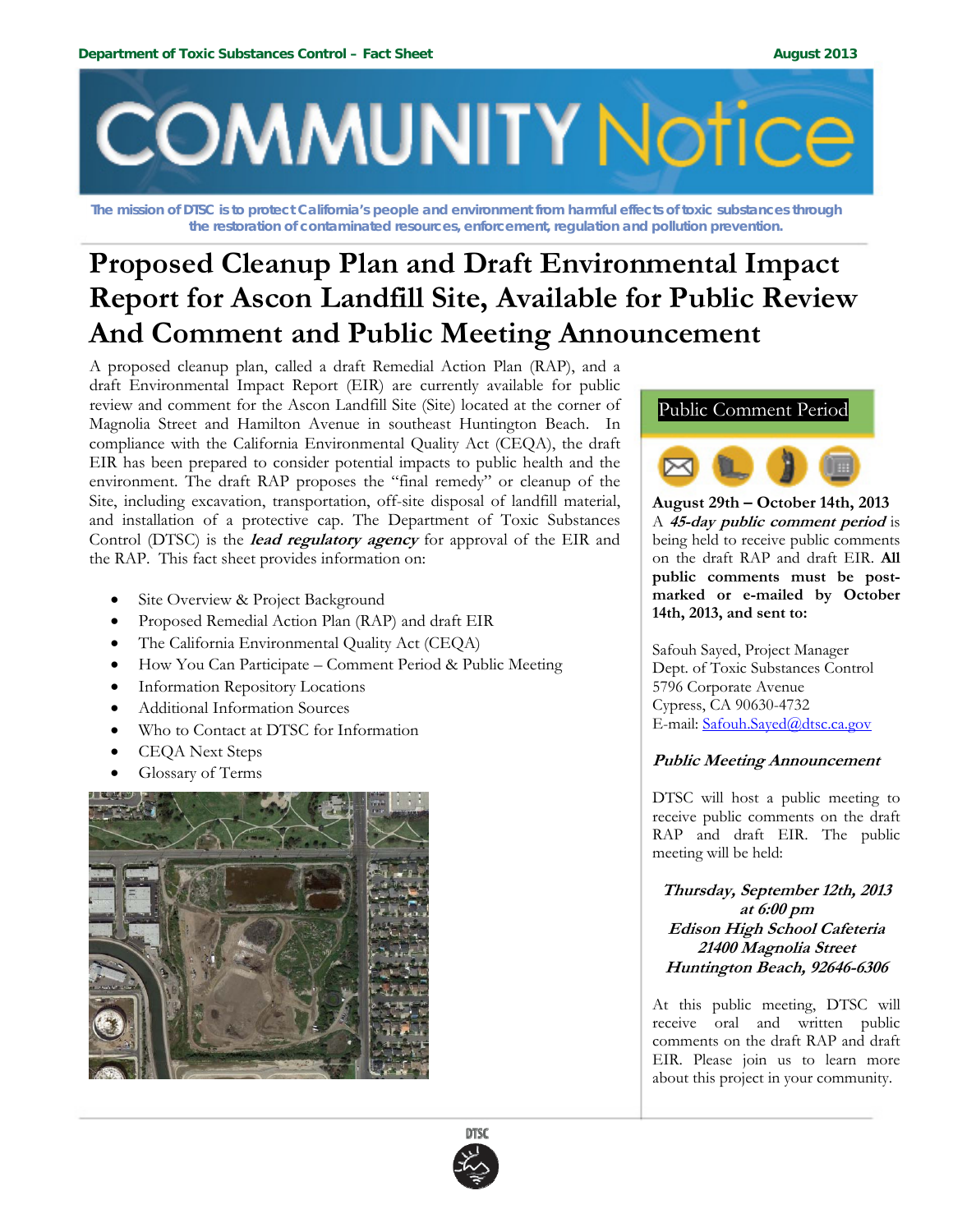Department of Toxic Substances Control – Fact Sheet

August 2013

# COMMUNITY Notice

*The mission of DTSC is to protect California's people and environment from harmful effects of toxic substances through the restoration of contaminated resources, enforcement, regulation and pollution prevention.*

# Proposed Cleanup Plan and Draft Environmental Impact Report for Ascon Landfill Site, Available for Public Review And Comment and Public Meeting Announcement

A proposed cleanup plan, called a draft Remedial Action Plan (RAP), and a draft Environmental Impact Report (EIR) are currently available for public review and comment for the Ascon Landfill Site (Site) located at the corner of Magnolia Street and Hamilton Avenue in southeast Huntington Beach. In compliance with the California Environmental Quality Act (CEQA), the draft EIR has been prepared to consider potential impacts to public health and the environment. The draft RAP proposes the "final remedy" or cleanup of the Site, including excavation, transportation, off-site disposal of landfill material, and installation of a protective cap. The Department of Toxic Substances Control (DTSC) is the ***lead regulatory agency*** for approval of the EIR and the RAP. This fact sheet provides information on:

- Site Overview & Project Background
- Proposed Remedial Action Plan (RAP) and draft EIR
- The California Environmental Quality Act (CEQA)
- How You Can Participate – Comment Period & Public Meeting
- Information Repository Locations
- Additional Information Sources
- Who to Contact at DTSC for Information
- CEQA Next Steps
- Glossary of Terms

## Public Comment Period

**August 29th – October 14th, 2013**

A ***45-day public comment period*** is being held to receive public comments on the draft RAP and draft EIR. **All public comments must be post-marked or e-mailed by October 14th, 2013, and sent to:**

Safouh Sayed, Project Manager
Dept. of Toxic Substances Control
5796 Corporate Avenue
Cypress, CA 90630-4732
E-mail: Safouh.Sayed@dtsc.ca.gov

***Public Meeting Announcement***

DTSC will host a public meeting to receive public comments on the draft RAP and draft EIR. The public meeting will be held:

***Thursday, September 12th, 2013 at 6:00 pm***
***Edison High School Cafeteria***
***21400 Magnolia Street***
***Huntington Beach, 92646-6306***

At this public meeting, DTSC will receive oral and written public comments on the draft RAP and draft EIR. Please join us to learn more about this project in your community.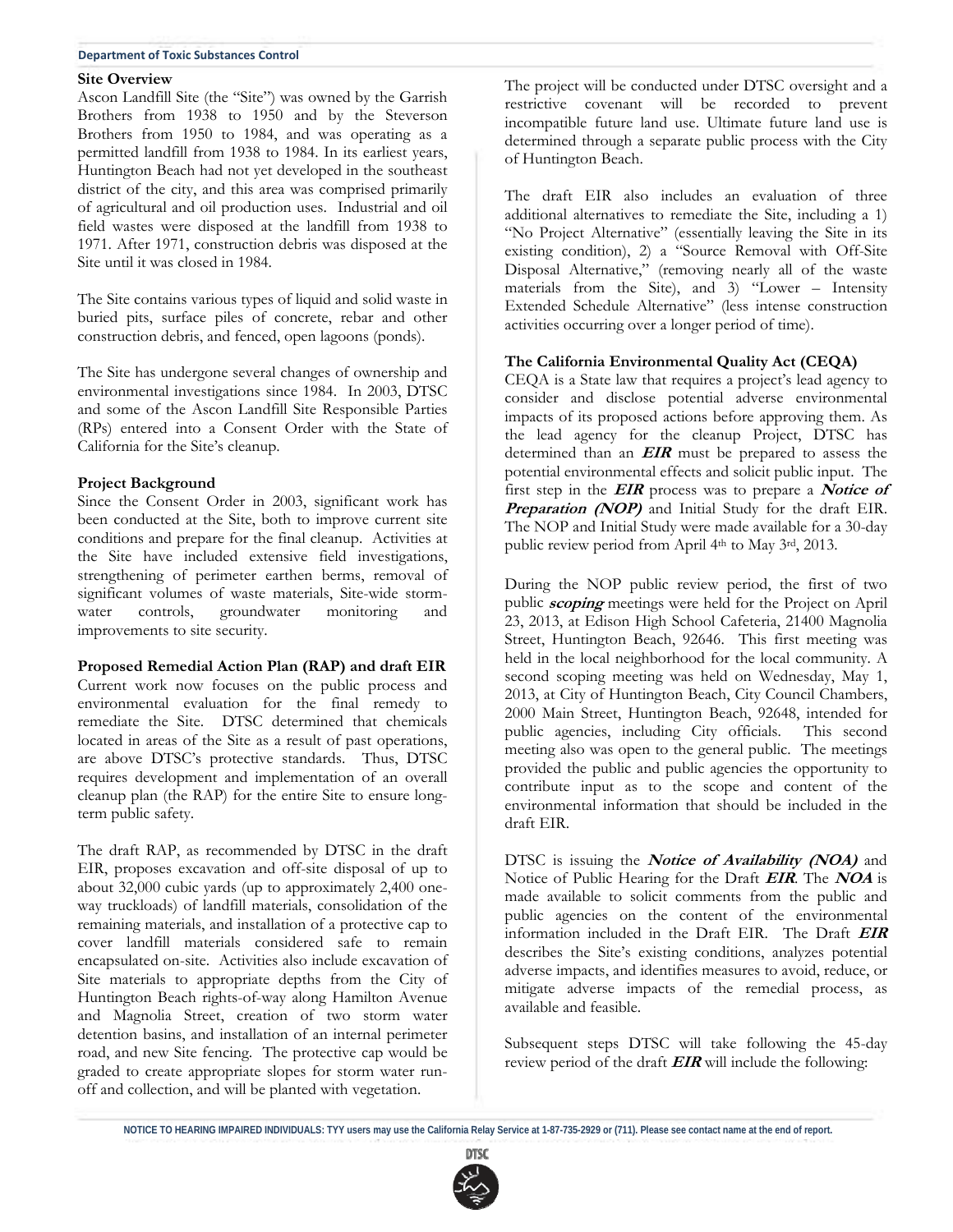## Site Overview

Ascon Landfill Site (the "Site") was owned by the Garrish Brothers from 1938 to 1950 and by the Steverson Brothers from 1950 to 1984, and was operating as a permitted landfill from 1938 to 1984. In its earliest years, Huntington Beach had not yet developed in the southeast district of the city, and this area was comprised primarily of agricultural and oil production uses. Industrial and oil field wastes were disposed at the landfill from 1938 to 1971. After 1971, construction debris was disposed at the Site until it was closed in 1984.

The Site contains various types of liquid and solid waste in buried pits, surface piles of concrete, rebar and other construction debris, and fenced, open lagoons (ponds).

The Site has undergone several changes of ownership and environmental investigations since 1984. In 2003, DTSC and some of the Ascon Landfill Site Responsible Parties (RPs) entered into a Consent Order with the State of California for the Site's cleanup.

## Project Background

Since the Consent Order in 2003, significant work has been conducted at the Site, both to improve current site conditions and prepare for the final cleanup. Activities at the Site have included extensive field investigations, strengthening of perimeter earthen berms, removal of significant volumes of waste materials, Site-wide storm-water controls, groundwater monitoring and improvements to site security.

## Proposed Remedial Action Plan (RAP) and draft EIR

Current work now focuses on the public process and environmental evaluation for the final remedy to remediate the Site. DTSC determined that chemicals located in areas of the Site as a result of past operations, are above DTSC's protective standards. Thus, DTSC requires development and implementation of an overall cleanup plan (the RAP) for the entire Site to ensure long-term public safety.

The draft RAP, as recommended by DTSC in the draft EIR, proposes excavation and off-site disposal of up to about 32,000 cubic yards (up to approximately 2,400 one-way truckloads) of landfill materials, consolidation of the remaining materials, and installation of a protective cap to cover landfill materials considered safe to remain encapsulated on-site. Activities also include excavation of Site materials to appropriate depths from the City of Huntington Beach rights-of-way along Hamilton Avenue and Magnolia Street, creation of two storm water detention basins, and installation of an internal perimeter road, and new Site fencing. The protective cap would be graded to create appropriate slopes for storm water run-off and collection, and will be planted with vegetation.

The project will be conducted under DTSC oversight and a restrictive covenant will be recorded to prevent incompatible future land use. Ultimate future land use is determined through a separate public process with the City of Huntington Beach.

The draft EIR also includes an evaluation of three additional alternatives to remediate the Site, including a 1) "No Project Alternative" (essentially leaving the Site in its existing condition), 2) a "Source Removal with Off-Site Disposal Alternative," (removing nearly all of the waste materials from the Site), and 3) "Lower – Intensity Extended Schedule Alternative" (less intense construction activities occurring over a longer period of time).

## The California Environmental Quality Act (CEQA)

CEQA is a State law that requires a project's lead agency to consider and disclose potential adverse environmental impacts of its proposed actions before approving them. As the lead agency for the cleanup Project, DTSC has determined than an ***EIR*** must be prepared to assess the potential environmental effects and solicit public input. The first step in the ***EIR*** process was to prepare a ***Notice of Preparation (NOP)*** and Initial Study for the draft EIR. The NOP and Initial Study were made available for a 30-day public review period from April 4th to May 3rd, 2013.

During the NOP public review period, the first of two public ***scoping*** meetings were held for the Project on April 23, 2013, at Edison High School Cafeteria, 21400 Magnolia Street, Huntington Beach, 92646. This first meeting was held in the local neighborhood for the local community. A second scoping meeting was held on Wednesday, May 1, 2013, at City of Huntington Beach, City Council Chambers, 2000 Main Street, Huntington Beach, 92648, intended for public agencies, including City officials. This second meeting also was open to the general public. The meetings provided the public and public agencies the opportunity to contribute input as to the scope and content of the environmental information that should be included in the draft EIR.

DTSC is issuing the ***Notice of Availability (NOA)*** and Notice of Public Hearing for the Draft ***EIR***. The ***NOA*** is made available to solicit comments from the public and public agencies on the content of the environmental information included in the Draft EIR. The Draft ***EIR*** describes the Site's existing conditions, analyzes potential adverse impacts, and identifies measures to avoid, reduce, or mitigate adverse impacts of the remedial process, as available and feasible.

Subsequent steps DTSC will take following the 45-day review period of the draft ***EIR*** will include the following: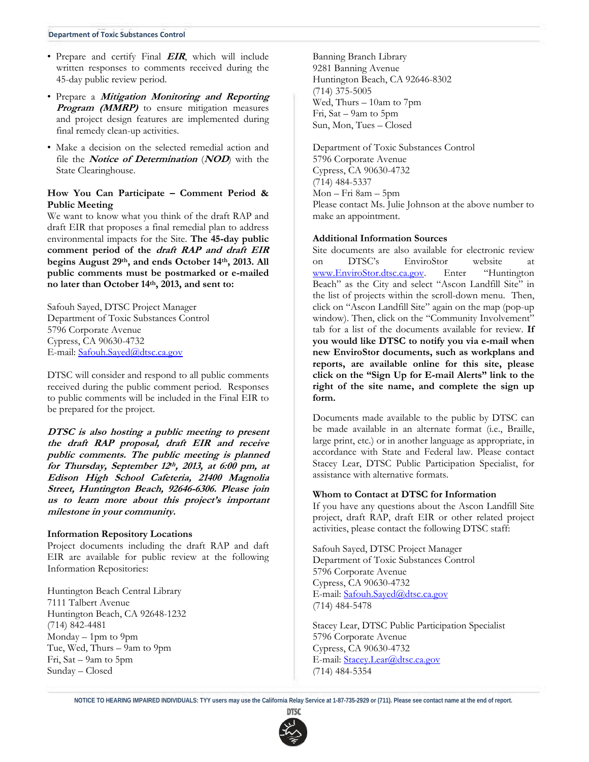- Prepare and certify Final ***EIR***, which will include written responses to comments received during the 45-day public review period.
- Prepare a ***Mitigation Monitoring and Reporting Program (MMRP)*** to ensure mitigation measures and project design features are implemented during final remedy clean-up activities.
- Make a decision on the selected remedial action and file the ***Notice of Determination*** (***NOD***) with the State Clearinghouse.

**How You Can Participate – Comment Period & Public Meeting**

We want to know what you think of the draft RAP and draft EIR that proposes a final remedial plan to address environmental impacts for the Site. **The 45-day public comment period of the *draft RAP and draft EIR* begins August 29th, and ends October 14th, 2013. All public comments must be postmarked or e-mailed no later than October 14th, 2013, and sent to:**

Safouh Sayed, DTSC Project Manager
Department of Toxic Substances Control
5796 Corporate Avenue
Cypress, CA 90630-4732
E-mail: Safouh.Sayed@dtsc.ca.gov

DTSC will consider and respond to all public comments received during the public comment period. Responses to public comments will be included in the Final EIR to be prepared for the project.

***DTSC is also hosting a public meeting to present the draft RAP proposal, draft EIR and receive public comments. The public meeting is planned for Thursday, September 12th, 2013, at 6:00 pm, at Edison High School Cafeteria, 21400 Magnolia Street, Huntington Beach, 92646-6306. Please join us to learn more about this project's important milestone in your community.***

**Information Repository Locations**

Project documents including the draft RAP and daft EIR are available for public review at the following Information Repositories:

Huntington Beach Central Library
7111 Talbert Avenue
Huntington Beach, CA 92648-1232
(714) 842-4481
Monday – 1pm to 9pm
Tue, Wed, Thurs – 9am to 9pm
Fri, Sat – 9am to 5pm
Sunday – Closed

Banning Branch Library
9281 Banning Avenue
Huntington Beach, CA 92646-8302
(714) 375-5005
Wed, Thurs – 10am to 7pm
Fri, Sat – 9am to 5pm
Sun, Mon, Tues – Closed

Department of Toxic Substances Control
5796 Corporate Avenue
Cypress, CA 90630-4732
(714) 484-5337
Mon – Fri 8am – 5pm
Please contact Ms. Julie Johnson at the above number to make an appointment.

**Additional Information Sources**

Site documents are also available for electronic review on DTSC's EnviroStor website at www.EnviroStor.dtsc.ca.gov. Enter "Huntington Beach" as the City and select "Ascon Landfill Site" in the list of projects within the scroll-down menu. Then, click on "Ascon Landfill Site" again on the map (pop-up window). Then, click on the "Community Involvement" tab for a list of the documents available for review. **If you would like DTSC to notify you via e-mail when new EnviroStor documents, such as workplans and reports, are available online for this site, please click on the "Sign Up for E-mail Alerts" link to the right of the site name, and complete the sign up form.**

Documents made available to the public by DTSC can be made available in an alternate format (i.e., Braille, large print, etc.) or in another language as appropriate, in accordance with State and Federal law. Please contact Stacey Lear, DTSC Public Participation Specialist, for assistance with alternative formats.

**Whom to Contact at DTSC for Information**

If you have any questions about the Ascon Landfill Site project, draft RAP, draft EIR or other related project activities, please contact the following DTSC staff:

Safouh Sayed, DTSC Project Manager
Department of Toxic Substances Control
5796 Corporate Avenue
Cypress, CA 90630-4732
E-mail: Safouh.Sayed@dtsc.ca.gov
(714) 484-5478

Stacey Lear, DTSC Public Participation Specialist
5796 Corporate Avenue
Cypress, CA 90630-4732
E-mail: Stacey.Lear@dtsc.ca.gov
(714) 484-5354

NOTICE TO HEARING IMPAIRED INDIVIDUALS: TYY users may use the California Relay Service at 1-87-735-2929 or (711). Please see contact name at the end of report.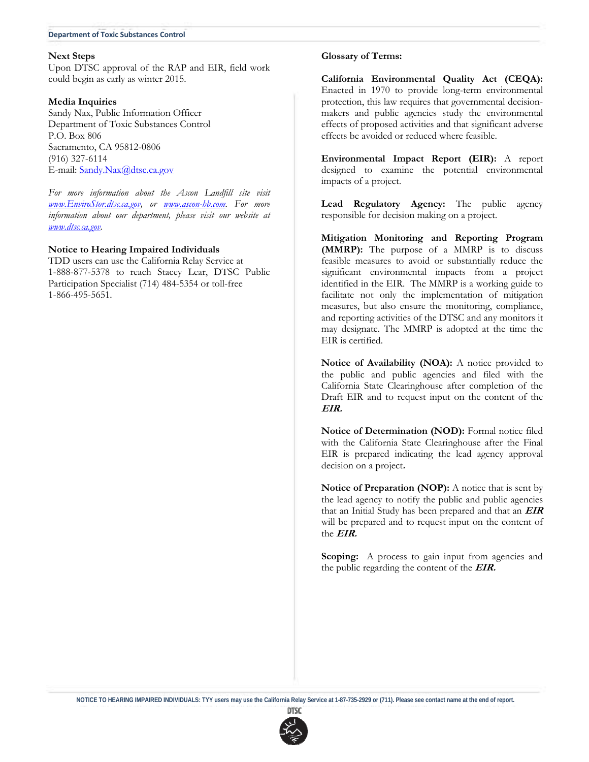### Next Steps

Upon DTSC approval of the RAP and EIR, field work could begin as early as winter 2015.

### Media Inquiries

Sandy Nax, Public Information Officer
Department of Toxic Substances Control
P.O. Box 806
Sacramento, CA 95812-0806
(916) 327-6114
E-mail: [Sandy.Nax@dtsc.ca.gov](mailto:Sandy.Nax@dtsc.ca.gov)

*For more information about the Ascon Landfill site visit [www.EnviroStor.dtsc.ca.gov](http://www.EnviroStor.dtsc.ca.gov), or [www.ascon-hb.com](http://www.ascon-hb.com). For more information about our department, please visit our website at [www.dtsc.ca.gov](http://www.dtsc.ca.gov).*

### Notice to Hearing Impaired Individuals

TDD users can use the California Relay Service at 1-888-877-5378 to reach Stacey Lear, DTSC Public Participation Specialist (714) 484-5354 or toll-free 1-866-495-5651.

### Glossary of Terms:

**California Environmental Quality Act (CEQA):** Enacted in 1970 to provide long-term environmental protection, this law requires that governmental decision-makers and public agencies study the environmental effects of proposed activities and that significant adverse effects be avoided or reduced where feasible.

**Environmental Impact Report (EIR):** A report designed to examine the potential environmental impacts of a project.

**Lead Regulatory Agency:** The public agency responsible for decision making on a project.

**Mitigation Monitoring and Reporting Program (MMRP):** The purpose of a MMRP is to discuss feasible measures to avoid or substantially reduce the significant environmental impacts from a project identified in the EIR. The MMRP is a working guide to facilitate not only the implementation of mitigation measures, but also ensure the monitoring, compliance, and reporting activities of the DTSC and any monitors it may designate. The MMRP is adopted at the time the EIR is certified.

**Notice of Availability (NOA):** A notice provided to the public and public agencies and filed with the California State Clearinghouse after completion of the Draft EIR and to request input on the content of the ***EIR.***

**Notice of Determination (NOD):** Formal notice filed with the California State Clearinghouse after the Final EIR is prepared indicating the lead agency approval decision on a project**.**

**Notice of Preparation (NOP):** A notice that is sent by the lead agency to notify the public and public agencies that an Initial Study has been prepared and that an ***EIR*** will be prepared and to request input on the content of the ***EIR.***

**Scoping:** A process to gain input from agencies and the public regarding the content of the ***EIR.***

NOTICE TO HEARING IMPAIRED INDIVIDUALS: TYY users may use the California Relay Service at 1-87-735-2929 or (711). Please see contact name at the end of report.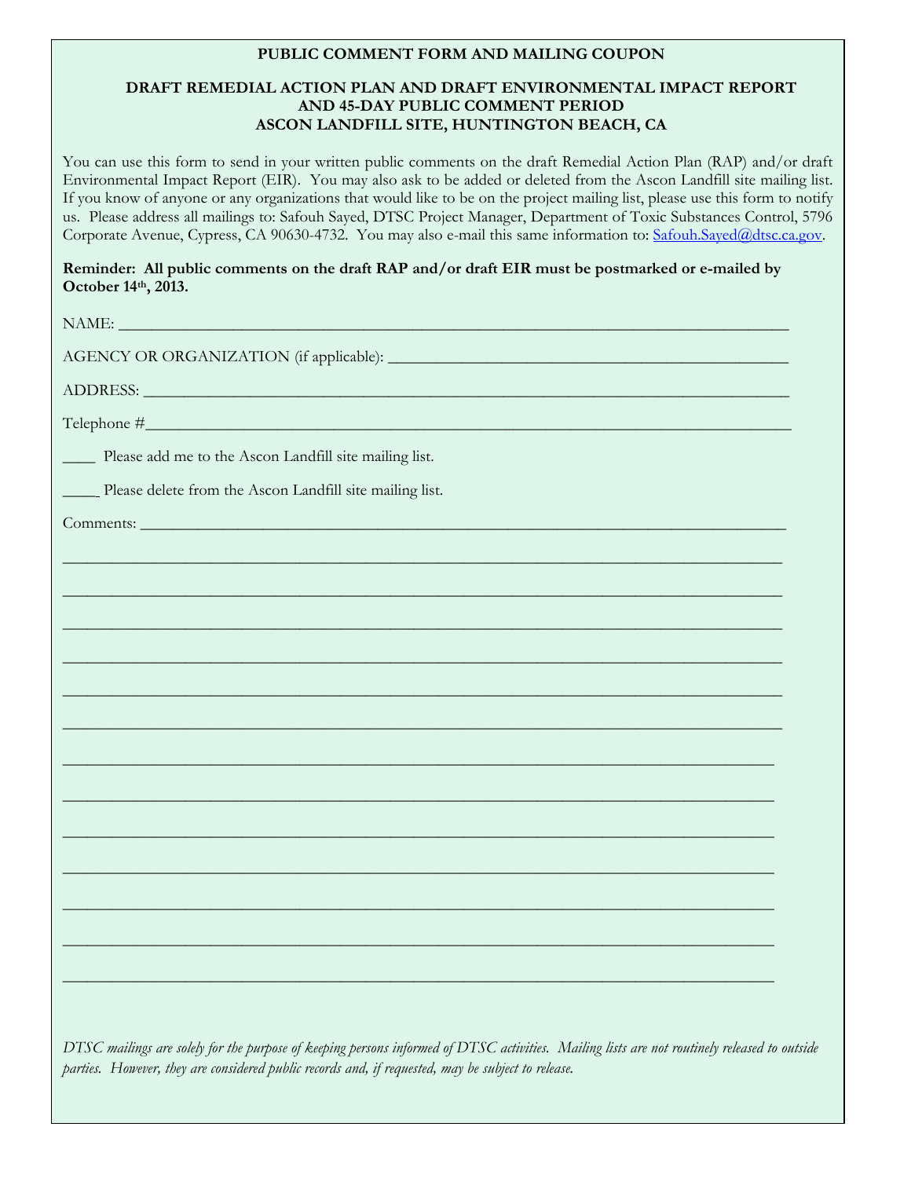**PUBLIC COMMENT FORM AND MAILING COUPON**

**DRAFT REMEDIAL ACTION PLAN AND DRAFT ENVIRONMENTAL IMPACT REPORT AND 45-DAY PUBLIC COMMENT PERIOD ASCON LANDFILL SITE, HUNTINGTON BEACH, CA**

You can use this form to send in your written public comments on the draft Remedial Action Plan (RAP) and/or draft Environmental Impact Report (EIR). You may also ask to be added or deleted from the Ascon Landfill site mailing list. If you know of anyone or any organizations that would like to be on the project mailing list, please use this form to notify us. Please address all mailings to: Safouh Sayed, DTSC Project Manager, Department of Toxic Substances Control, 5796 Corporate Avenue, Cypress, CA 90630-4732. You may also e-mail this same information to: Safouh.Sayed@dtsc.ca.gov.

**Reminder: All public comments on the draft RAP and/or draft EIR must be postmarked or e-mailed by October 14th, 2013.**

NAME: ______________________________________________________________________________

AGENCY OR ORGANIZATION (if applicable): _________________________________________________

ADDRESS: ___________________________________________________________________________

Telephone #__________________________________________________________________________

____ Please add me to the Ascon Landfill site mailing list.

____ Please delete from the Ascon Landfill site mailing list.

Comments: ___________________________________________________________________________

_____________________________________________________________________________________

_____________________________________________________________________________________

_____________________________________________________________________________________

_____________________________________________________________________________________

_____________________________________________________________________________________

_____________________________________________________________________________________

_____________________________________________________________________________________

_____________________________________________________________________________________

_____________________________________________________________________________________

_____________________________________________________________________________________

_____________________________________________________________________________________

_____________________________________________________________________________________

_____________________________________________________________________________________

*DTSC mailings are solely for the purpose of keeping persons informed of DTSC activities. Mailing lists are not routinely released to outside parties. However, they are considered public records and, if requested, may be subject to release.*